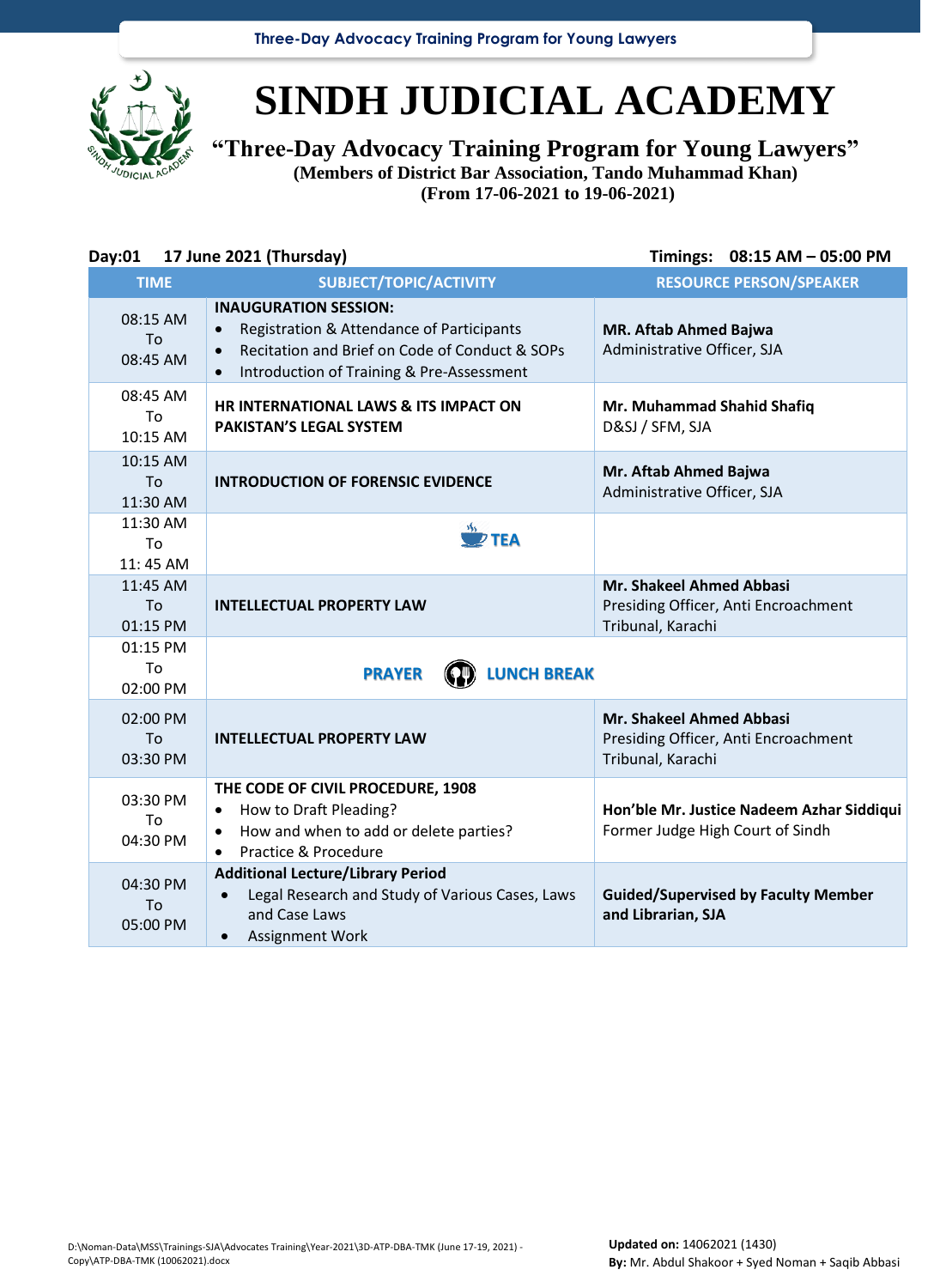# SINDH JUDICIAL ACADEMY

## "Three-Day Advocacy Training Program for Young Lawyers"

**(Members of District Bar Association, Tando Muhammad Khan)**
**(From 17-06-2021 to 19-06-2021)**

**Day:01 17 June 2021 (Thursday)** **Timings: 08:15 AM – 05:00 PM**

| TIME | SUBJECT/TOPIC/ACTIVITY | RESOURCE PERSON/SPEAKER |
|---|---|---|
| 08:15 AM To 08:45 AM | **INAUGURATION SESSION:**<br>• Registration & Attendance of Participants<br>• Recitation and Brief on Code of Conduct & SOPs<br>• Introduction of Training & Pre-Assessment | **MR. Aftab Ahmed Bajwa**<br>Administrative Officer, SJA |
| 08:45 AM To 10:15 AM | **HR INTERNATIONAL LAWS & ITS IMPACT ON PAKISTAN'S LEGAL SYSTEM** | **Mr. Muhammad Shahid Shafiq**<br>D&SJ / SFM, SJA |
| 10:15 AM To 11:30 AM | **INTRODUCTION OF FORENSIC EVIDENCE** | **Mr. Aftab Ahmed Bajwa**<br>Administrative Officer, SJA |
| 11:30 AM To 11: 45 AM | **TEA** | |
| 11:45 AM To 01:15 PM | **INTELLECTUAL PROPERTY LAW** | **Mr. Shakeel Ahmed Abbasi**<br>Presiding Officer, Anti Encroachment Tribunal, Karachi |
| 01:15 PM To 02:00 PM | **PRAYER LUNCH BREAK** | |
| 02:00 PM To 03:30 PM | **INTELLECTUAL PROPERTY LAW** | **Mr. Shakeel Ahmed Abbasi**<br>Presiding Officer, Anti Encroachment Tribunal, Karachi |
| 03:30 PM To 04:30 PM | **THE CODE OF CIVIL PROCEDURE, 1908**<br>• How to Draft Pleading?<br>• How and when to add or delete parties?<br>• Practice & Procedure | **Hon'ble Mr. Justice Nadeem Azhar Siddiqui**<br>Former Judge High Court of Sindh |
| 04:30 PM To 05:00 PM | **Additional Lecture/Library Period**<br>• Legal Research and Study of Various Cases, Laws and Case Laws<br>• Assignment Work | **Guided/Supervised by Faculty Member and Librarian, SJA** |

D:\Noman-Data\MSS\Trainings-SJA\Advocates Training\Year-2021\3D-ATP-DBA-TMK (June 17-19, 2021) - Copy\ATP-DBA-TMK (10062021).docx

**Updated on:** 14062021 (1430)
**By:** Mr. Abdul Shakoor + Syed Noman + Saqib Abbasi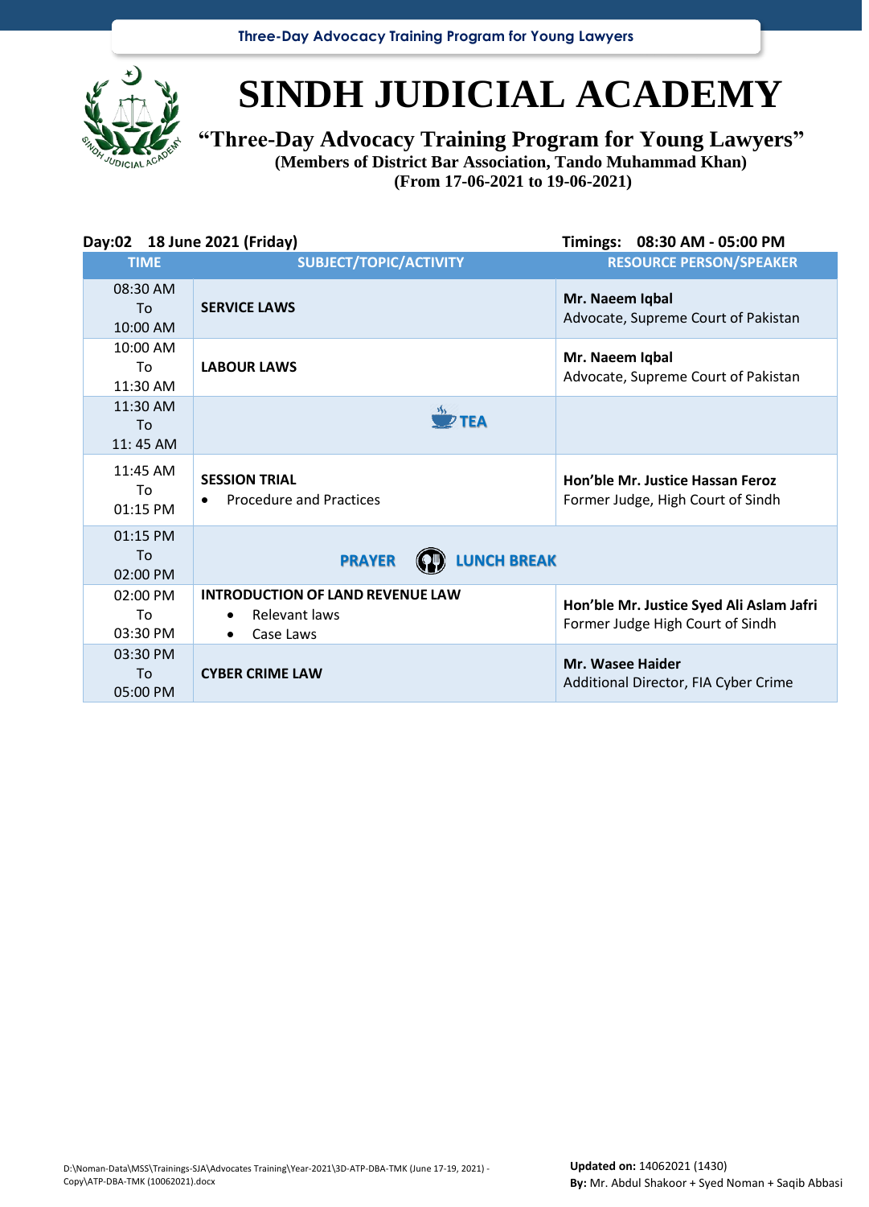# SINDH JUDICIAL ACADEMY

## "Three-Day Advocacy Training Program for Young Lawyers"

**(Members of District Bar Association, Tando Muhammad Khan)**
**(From 17-06-2021 to 19-06-2021)**

**Day:02 18 June 2021 (Friday)** **Timings: 08:30 AM - 05:00 PM**

| TIME | SUBJECT/TOPIC/ACTIVITY | RESOURCE PERSON/SPEAKER |
|---|---|---|
| 08:30 AM To 10:00 AM | **SERVICE LAWS** | **Mr. Naeem Iqbal** Advocate, Supreme Court of Pakistan |
| 10:00 AM To 11:30 AM | **LABOUR LAWS** | **Mr. Naeem Iqbal** Advocate, Supreme Court of Pakistan |
| 11:30 AM To 11: 45 AM | **TEA** | |
| 11:45 AM To 01:15 PM | **SESSION TRIAL** <br> • Procedure and Practices | **Hon'ble Mr. Justice Hassan Feroz** Former Judge, High Court of Sindh |
| 01:15 PM To 02:00 PM | **PRAYER LUNCH BREAK** | |
| 02:00 PM To 03:30 PM | **INTRODUCTION OF LAND REVENUE LAW** <br> • Relevant laws <br> • Case Laws | **Hon'ble Mr. Justice Syed Ali Aslam Jafri** Former Judge High Court of Sindh |
| 03:30 PM To 05:00 PM | **CYBER CRIME LAW** | **Mr. Wasee Haider** Additional Director, FIA Cyber Crime |

D:\Noman-Data\MSS\Trainings-SJA\Advocates Training\Year-2021\3D-ATP-DBA-TMK (June 17-19, 2021) - Copy\ATP-DBA-TMK (10062021).docx

**Updated on:** 14062021 (1430)
**By:** Mr. Abdul Shakoor + Syed Noman + Saqib Abbasi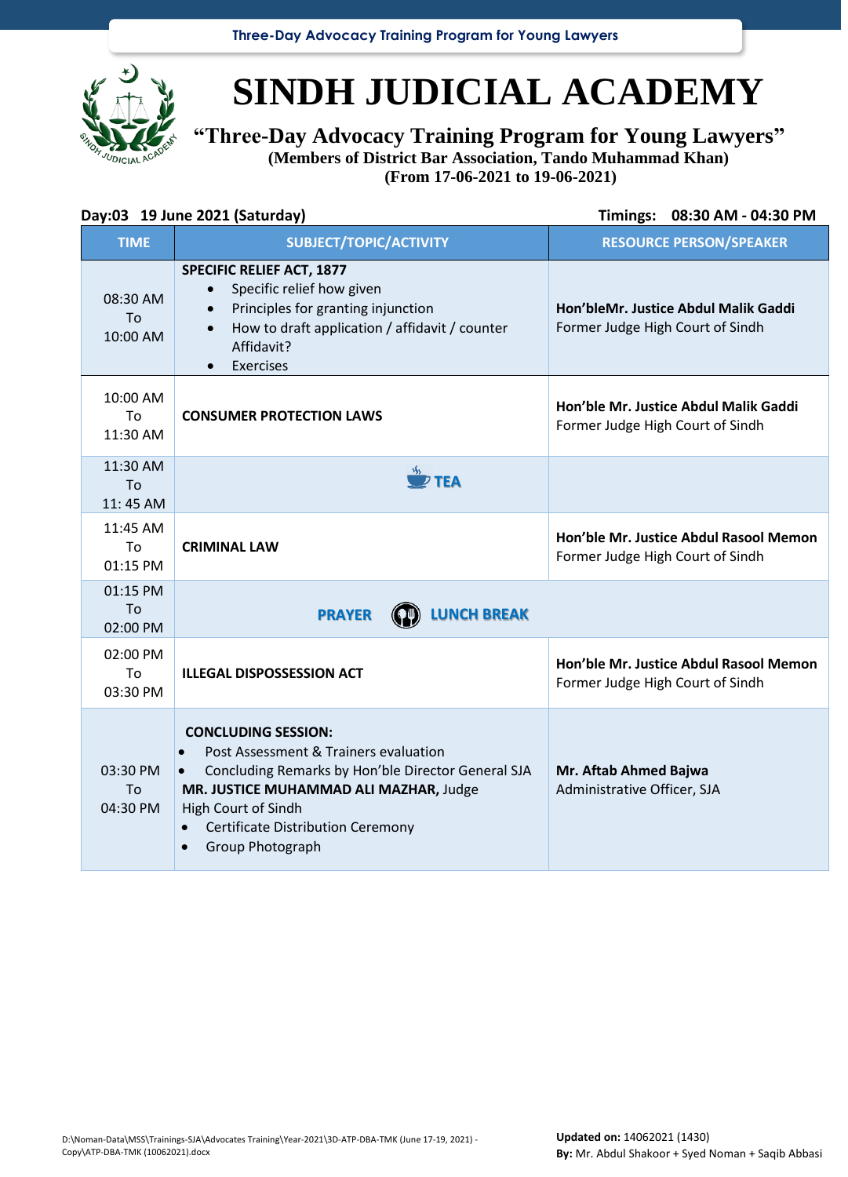# SINDH JUDICIAL ACADEMY

## "Three-Day Advocacy Training Program for Young Lawyers"

**(Members of District Bar Association, Tando Muhammad Khan)**
**(From 17-06-2021 to 19-06-2021)**

**Day:03 19 June 2021 (Saturday)** **Timings: 08:30 AM - 04:30 PM**

| TIME | SUBJECT/TOPIC/ACTIVITY | RESOURCE PERSON/SPEAKER |
|---|---|---|
| 08:30 AM To 10:00 AM | **SPECIFIC RELIEF ACT, 1877**<br>• Specific relief how given<br>• Principles for granting injunction<br>• How to draft application / affidavit / counter Affidavit?<br>• Exercises | **Hon'bleMr. Justice Abdul Malik Gaddi**<br>Former Judge High Court of Sindh |
| 10:00 AM To 11:30 AM | **CONSUMER PROTECTION LAWS** | **Hon'ble Mr. Justice Abdul Malik Gaddi**<br>Former Judge High Court of Sindh |
| 11:30 AM To 11: 45 AM | **TEA** | |
| 11:45 AM To 01:15 PM | **CRIMINAL LAW** | **Hon'ble Mr. Justice Abdul Rasool Memon**<br>Former Judge High Court of Sindh |
| 01:15 PM To 02:00 PM | **PRAYER LUNCH BREAK** | |
| 02:00 PM To 03:30 PM | **ILLEGAL DISPOSSESSION ACT** | **Hon'ble Mr. Justice Abdul Rasool Memon**<br>Former Judge High Court of Sindh |
| 03:30 PM To 04:30 PM | **CONCLUDING SESSION:**<br>• Post Assessment & Trainers evaluation<br>• Concluding Remarks by Hon'ble Director General SJA **MR. JUSTICE MUHAMMAD ALI MAZHAR,** Judge High Court of Sindh<br>• Certificate Distribution Ceremony<br>• Group Photograph | **Mr. Aftab Ahmed Bajwa**<br>Administrative Officer, SJA |

D:\Noman-Data\MSS\Trainings-SJA\Advocates Training\Year-2021\3D-ATP-DBA-TMK (June 17-19, 2021) - Copy\ATP-DBA-TMK (10062021).docx

**Updated on:** 14062021 (1430)
**By:** Mr. Abdul Shakoor + Syed Noman + Saqib Abbasi